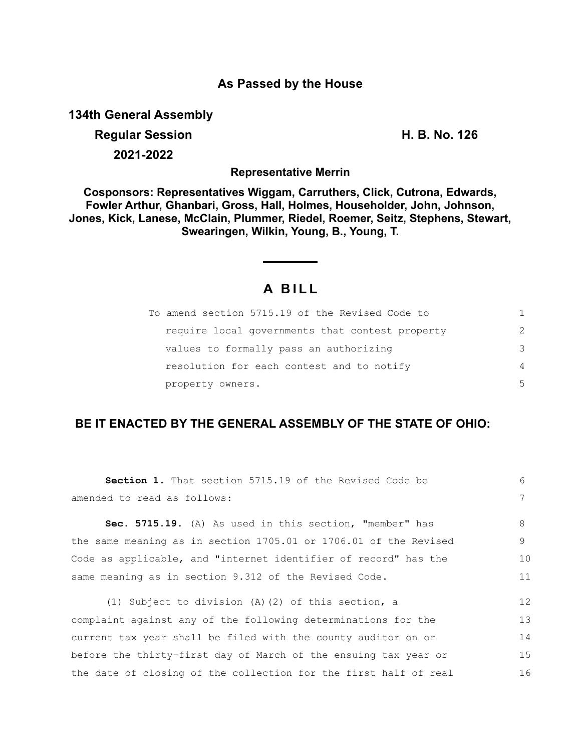**As Passed by the House**

**134th General Assembly**

**Regular Session**

**2021-2022**

**H. B. No. 126**

**Representative Merrin**

**Cosponsors: Representatives Wiggam, Carruthers, Click, Cutrona, Edwards, Fowler Arthur, Ghanbari, Gross, Hall, Holmes, Householder, John, Johnson, Jones, Kick, Lanese, McClain, Plummer, Riedel, Roemer, Seitz, Stephens, Stewart, Swearingen, Wilkin, Young, B., Young, T.**

# A BILL

To amend section 5715.19 of the Revised Code to require local governments that contest property values to formally pass an authorizing resolution for each contest and to notify property owners.

**BE IT ENACTED BY THE GENERAL ASSEMBLY OF THE STATE OF OHIO:**

**Section 1.** That section 5715.19 of the Revised Code be amended to read as follows:

**Sec. 5715.19.** (A) As used in this section, "member" has the same meaning as in section 1705.01 or 1706.01 of the Revised Code as applicable, and "internet identifier of record" has the same meaning as in section 9.312 of the Revised Code.

(1) Subject to division (A)(2) of this section, a complaint against any of the following determinations for the current tax year shall be filed with the county auditor on or before the thirty-first day of March of the ensuing tax year or the date of closing of the collection for the first half of real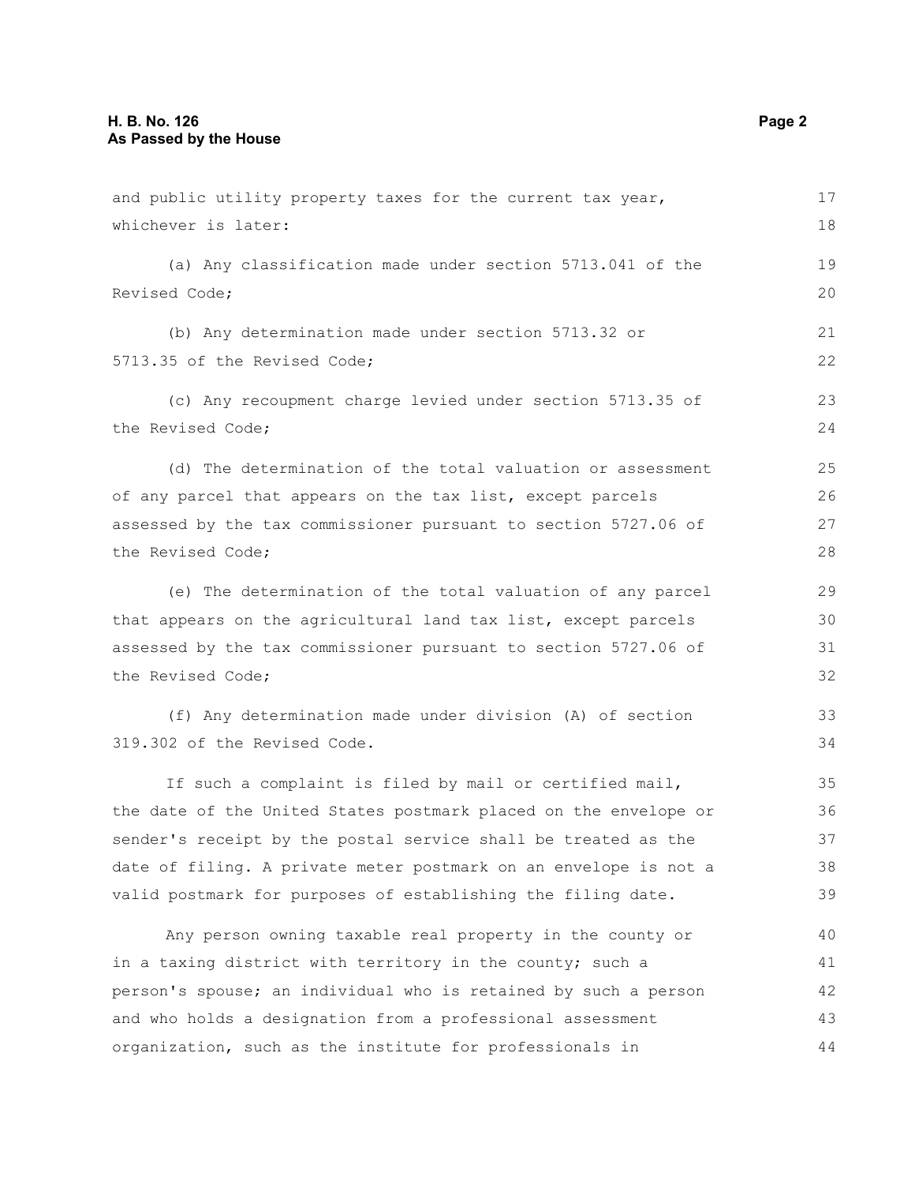and public utility property taxes for the current tax year, whichever is later:

(a) Any classification made under section 5713.041 of the Revised Code;

(b) Any determination made under section 5713.32 or 5713.35 of the Revised Code;

(c) Any recoupment charge levied under section 5713.35 of the Revised Code;

(d) The determination of the total valuation or assessment of any parcel that appears on the tax list, except parcels assessed by the tax commissioner pursuant to section 5727.06 of the Revised Code;

(e) The determination of the total valuation of any parcel that appears on the agricultural land tax list, except parcels assessed by the tax commissioner pursuant to section 5727.06 of the Revised Code;

(f) Any determination made under division (A) of section 319.302 of the Revised Code.

If such a complaint is filed by mail or certified mail, the date of the United States postmark placed on the envelope or sender's receipt by the postal service shall be treated as the date of filing. A private meter postmark on an envelope is not a valid postmark for purposes of establishing the filing date.

Any person owning taxable real property in the county or in a taxing district with territory in the county; such a person's spouse; an individual who is retained by such a person and who holds a designation from a professional assessment organization, such as the institute for professionals in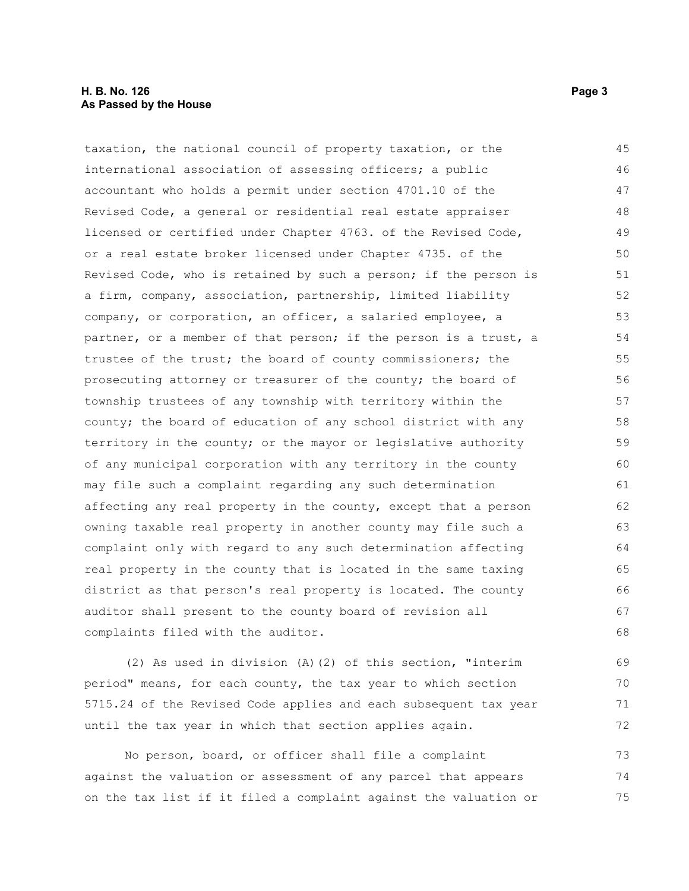taxation, the national council of property taxation, or the international association of assessing officers; a public accountant who holds a permit under section 4701.10 of the Revised Code, a general or residential real estate appraiser licensed or certified under Chapter 4763. of the Revised Code, or a real estate broker licensed under Chapter 4735. of the Revised Code, who is retained by such a person; if the person is a firm, company, association, partnership, limited liability company, or corporation, an officer, a salaried employee, a partner, or a member of that person; if the person is a trust, a trustee of the trust; the board of county commissioners; the prosecuting attorney or treasurer of the county; the board of township trustees of any township with territory within the county; the board of education of any school district with any territory in the county; or the mayor or legislative authority of any municipal corporation with any territory in the county may file such a complaint regarding any such determination affecting any real property in the county, except that a person owning taxable real property in another county may file such a complaint only with regard to any such determination affecting real property in the county that is located in the same taxing district as that person's real property is located. The county auditor shall present to the county board of revision all complaints filed with the auditor.

(2) As used in division (A)(2) of this section, "interim period" means, for each county, the tax year to which section 5715.24 of the Revised Code applies and each subsequent tax year until the tax year in which that section applies again.

No person, board, or officer shall file a complaint against the valuation or assessment of any parcel that appears on the tax list if it filed a complaint against the valuation or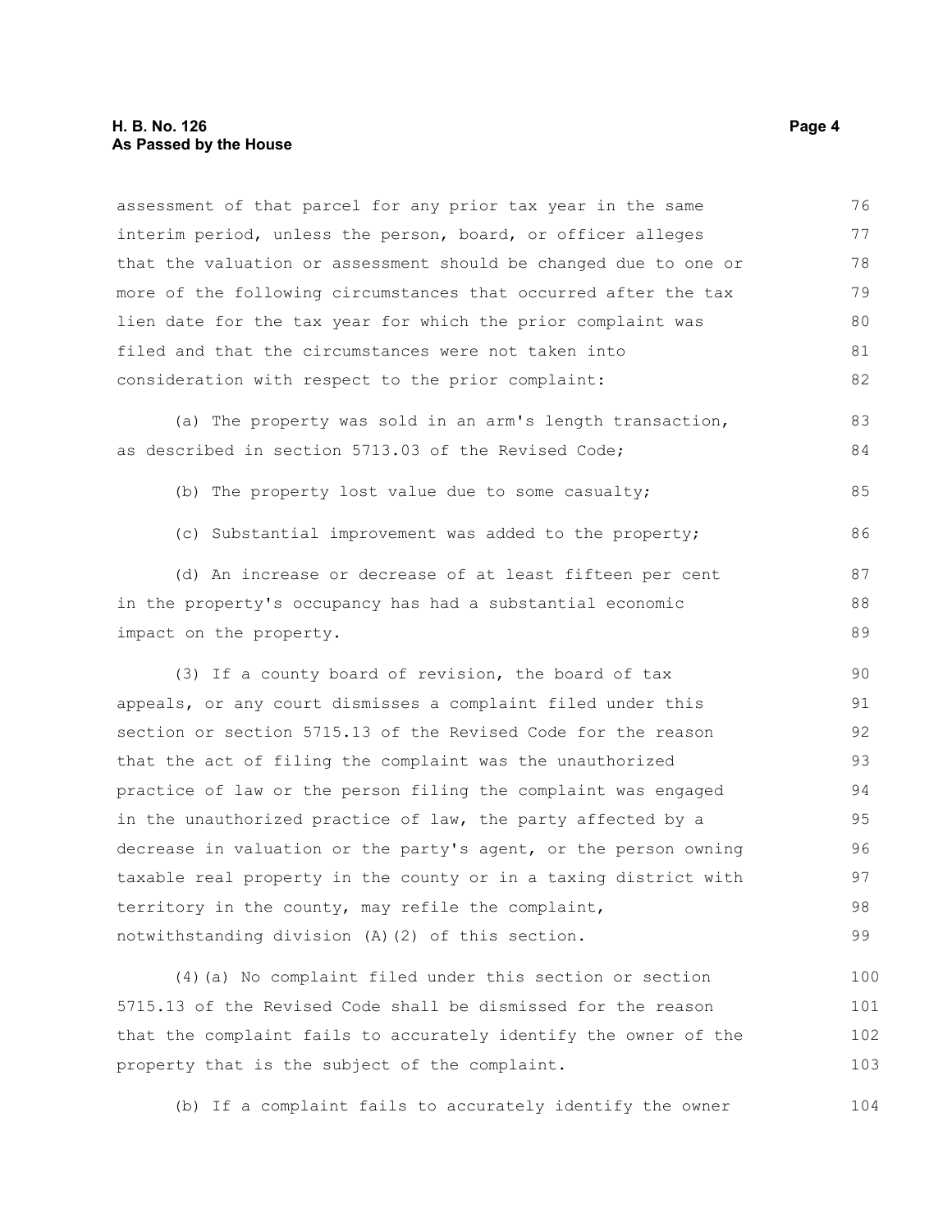assessment of that parcel for any prior tax year in the same interim period, unless the person, board, or officer alleges that the valuation or assessment should be changed due to one or more of the following circumstances that occurred after the tax lien date for the tax year for which the prior complaint was filed and that the circumstances were not taken into consideration with respect to the prior complaint:

(a) The property was sold in an arm's length transaction, as described in section 5713.03 of the Revised Code;

(b) The property lost value due to some casualty;

(c) Substantial improvement was added to the property;

(d) An increase or decrease of at least fifteen per cent in the property's occupancy has had a substantial economic impact on the property.

(3) If a county board of revision, the board of tax appeals, or any court dismisses a complaint filed under this section or section 5715.13 of the Revised Code for the reason that the act of filing the complaint was the unauthorized practice of law or the person filing the complaint was engaged in the unauthorized practice of law, the party affected by a decrease in valuation or the party's agent, or the person owning taxable real property in the county or in a taxing district with territory in the county, may refile the complaint, notwithstanding division (A)(2) of this section.

(4)(a) No complaint filed under this section or section 5715.13 of the Revised Code shall be dismissed for the reason that the complaint fails to accurately identify the owner of the property that is the subject of the complaint.

(b) If a complaint fails to accurately identify the owner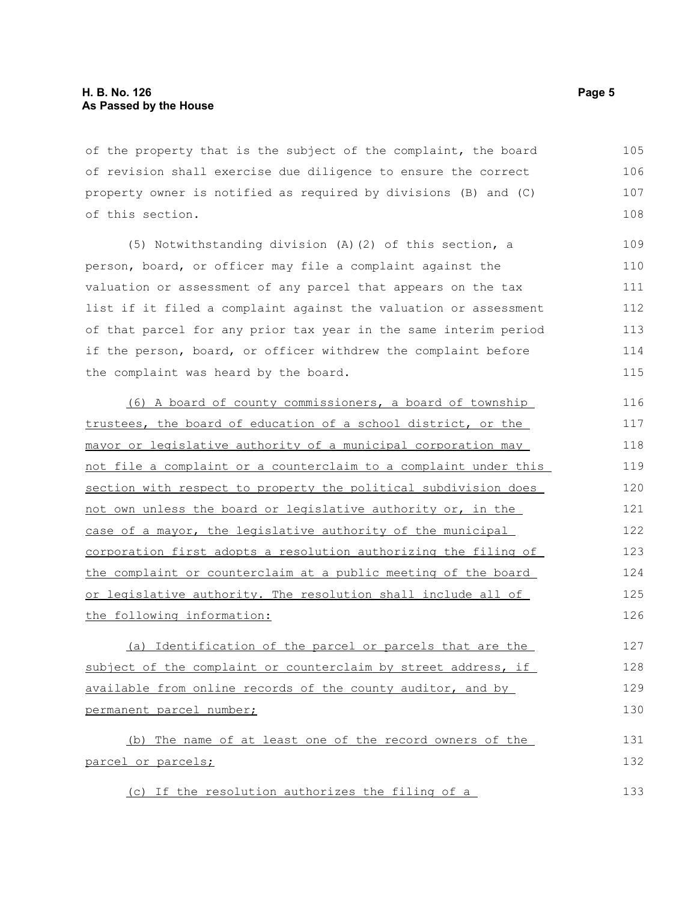of the property that is the subject of the complaint, the board of revision shall exercise due diligence to ensure the correct property owner is notified as required by divisions (B) and (C) of this section.

(5) Notwithstanding division (A)(2) of this section, a person, board, or officer may file a complaint against the valuation or assessment of any parcel that appears on the tax list if it filed a complaint against the valuation or assessment of that parcel for any prior tax year in the same interim period if the person, board, or officer withdrew the complaint before the complaint was heard by the board.

(6) A board of county commissioners, a board of township trustees, the board of education of a school district, or the mayor or legislative authority of a municipal corporation may not file a complaint or a counterclaim to a complaint under this section with respect to property the political subdivision does not own unless the board or legislative authority or, in the case of a mayor, the legislative authority of the municipal corporation first adopts a resolution authorizing the filing of the complaint or counterclaim at a public meeting of the board or legislative authority. The resolution shall include all of the following information:

(a) Identification of the parcel or parcels that are the subject of the complaint or counterclaim by street address, if available from online records of the county auditor, and by permanent parcel number;

(b) The name of at least one of the record owners of the parcel or parcels;

(c) If the resolution authorizes the filing of a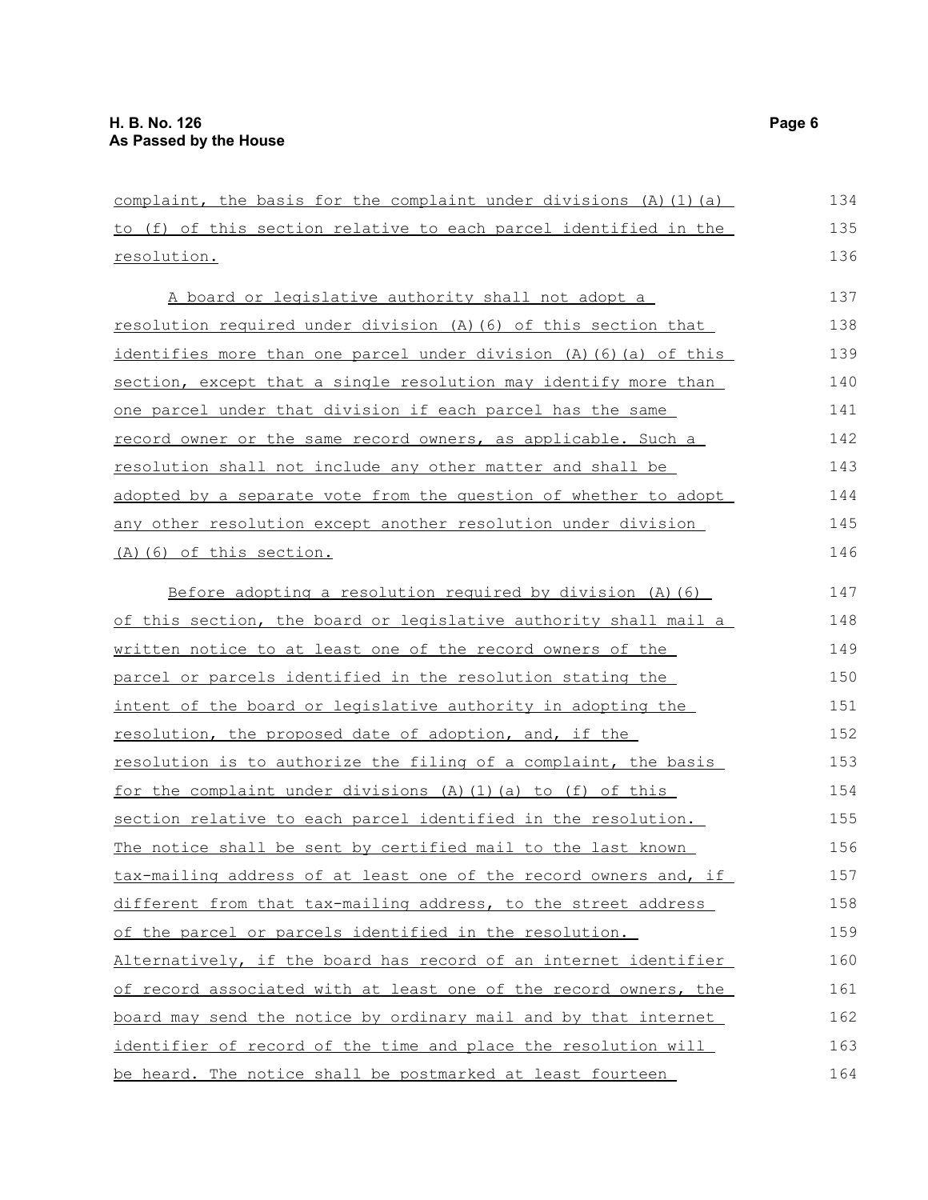complaint, the basis for the complaint under divisions (A)(1)(a) to (f) of this section relative to each parcel identified in the resolution.

A board or legislative authority shall not adopt a resolution required under division (A)(6) of this section that identifies more than one parcel under division (A)(6)(a) of this section, except that a single resolution may identify more than one parcel under that division if each parcel has the same record owner or the same record owners, as applicable. Such a resolution shall not include any other matter and shall be adopted by a separate vote from the question of whether to adopt any other resolution except another resolution under division (A)(6) of this section.

Before adopting a resolution required by division (A)(6) of this section, the board or legislative authority shall mail a written notice to at least one of the record owners of the parcel or parcels identified in the resolution stating the intent of the board or legislative authority in adopting the resolution, the proposed date of adoption, and, if the resolution is to authorize the filing of a complaint, the basis for the complaint under divisions (A)(1)(a) to (f) of this section relative to each parcel identified in the resolution. The notice shall be sent by certified mail to the last known tax-mailing address of at least one of the record owners and, if different from that tax-mailing address, to the street address of the parcel or parcels identified in the resolution. Alternatively, if the board has record of an internet identifier of record associated with at least one of the record owners, the board may send the notice by ordinary mail and by that internet identifier of record of the time and place the resolution will be heard. The notice shall be postmarked at least fourteen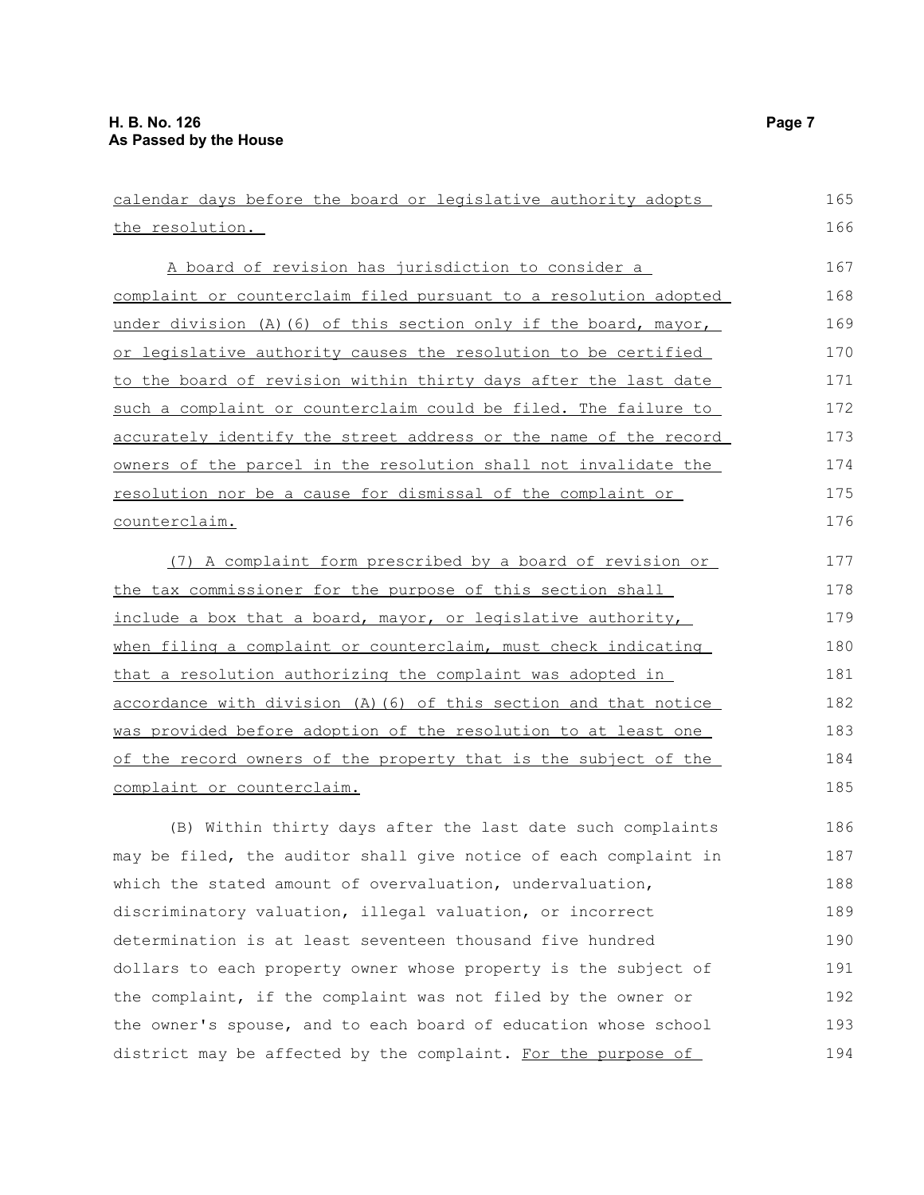calendar days before the board or legislative authority adopts the resolution.

A board of revision has jurisdiction to consider a complaint or counterclaim filed pursuant to a resolution adopted under division (A)(6) of this section only if the board, mayor, or legislative authority causes the resolution to be certified to the board of revision within thirty days after the last date such a complaint or counterclaim could be filed. The failure to accurately identify the street address or the name of the record owners of the parcel in the resolution shall not invalidate the resolution nor be a cause for dismissal of the complaint or counterclaim.

(7) A complaint form prescribed by a board of revision or the tax commissioner for the purpose of this section shall include a box that a board, mayor, or legislative authority, when filing a complaint or counterclaim, must check indicating that a resolution authorizing the complaint was adopted in accordance with division (A)(6) of this section and that notice was provided before adoption of the resolution to at least one of the record owners of the property that is the subject of the complaint or counterclaim.

(B) Within thirty days after the last date such complaints may be filed, the auditor shall give notice of each complaint in which the stated amount of overvaluation, undervaluation, discriminatory valuation, illegal valuation, or incorrect determination is at least seventeen thousand five hundred dollars to each property owner whose property is the subject of the complaint, if the complaint was not filed by the owner or the owner's spouse, and to each board of education whose school district may be affected by the complaint. For the purpose of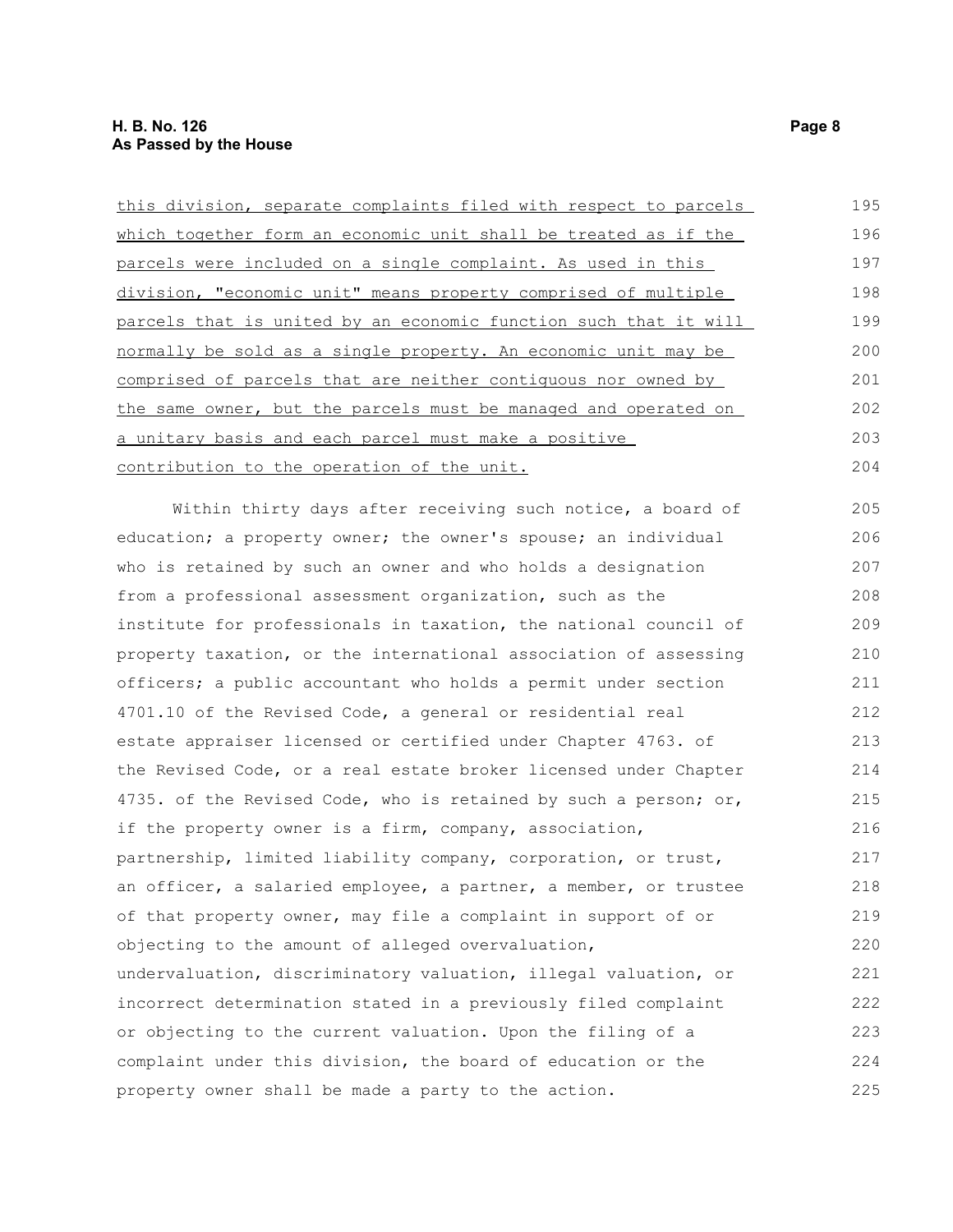this division, separate complaints filed with respect to parcels which together form an economic unit shall be treated as if the parcels were included on a single complaint. As used in this division, "economic unit" means property comprised of multiple parcels that is united by an economic function such that it will normally be sold as a single property. An economic unit may be comprised of parcels that are neither contiguous nor owned by the same owner, but the parcels must be managed and operated on a unitary basis and each parcel must make a positive contribution to the operation of the unit.

Within thirty days after receiving such notice, a board of education; a property owner; the owner's spouse; an individual who is retained by such an owner and who holds a designation from a professional assessment organization, such as the institute for professionals in taxation, the national council of property taxation, or the international association of assessing officers; a public accountant who holds a permit under section 4701.10 of the Revised Code, a general or residential real estate appraiser licensed or certified under Chapter 4763. of the Revised Code, or a real estate broker licensed under Chapter 4735. of the Revised Code, who is retained by such a person; or, if the property owner is a firm, company, association, partnership, limited liability company, corporation, or trust, an officer, a salaried employee, a partner, a member, or trustee of that property owner, may file a complaint in support of or objecting to the amount of alleged overvaluation, undervaluation, discriminatory valuation, illegal valuation, or incorrect determination stated in a previously filed complaint or objecting to the current valuation. Upon the filing of a complaint under this division, the board of education or the property owner shall be made a party to the action.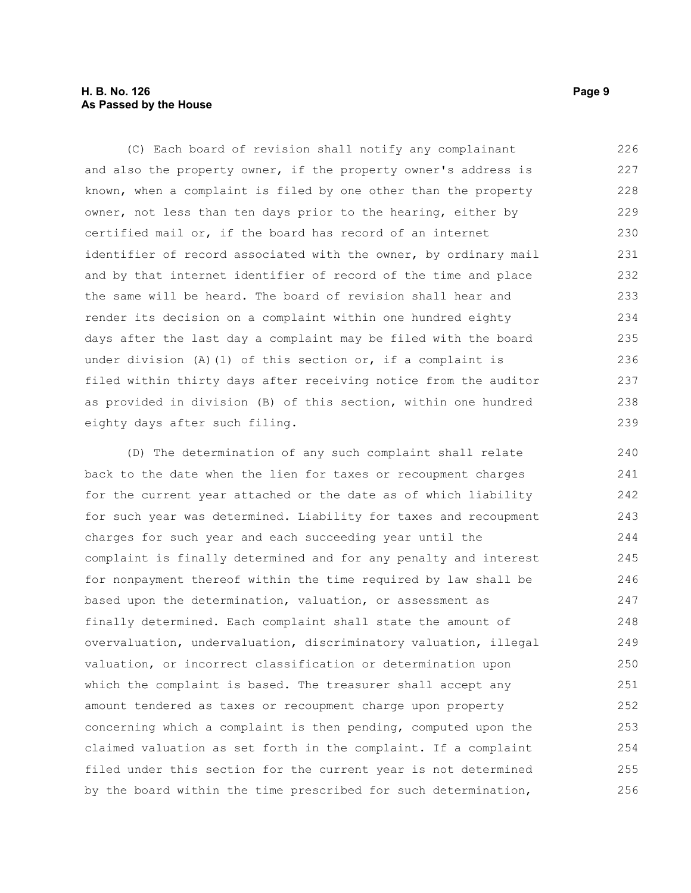(C) Each board of revision shall notify any complainant and also the property owner, if the property owner's address is known, when a complaint is filed by one other than the property owner, not less than ten days prior to the hearing, either by certified mail or, if the board has record of an internet identifier of record associated with the owner, by ordinary mail and by that internet identifier of record of the time and place the same will be heard. The board of revision shall hear and render its decision on a complaint within one hundred eighty days after the last day a complaint may be filed with the board under division (A)(1) of this section or, if a complaint is filed within thirty days after receiving notice from the auditor as provided in division (B) of this section, within one hundred eighty days after such filing.

(D) The determination of any such complaint shall relate back to the date when the lien for taxes or recoupment charges for the current year attached or the date as of which liability for such year was determined. Liability for taxes and recoupment charges for such year and each succeeding year until the complaint is finally determined and for any penalty and interest for nonpayment thereof within the time required by law shall be based upon the determination, valuation, or assessment as finally determined. Each complaint shall state the amount of overvaluation, undervaluation, discriminatory valuation, illegal valuation, or incorrect classification or determination upon which the complaint is based. The treasurer shall accept any amount tendered as taxes or recoupment charge upon property concerning which a complaint is then pending, computed upon the claimed valuation as set forth in the complaint. If a complaint filed under this section for the current year is not determined by the board within the time prescribed for such determination,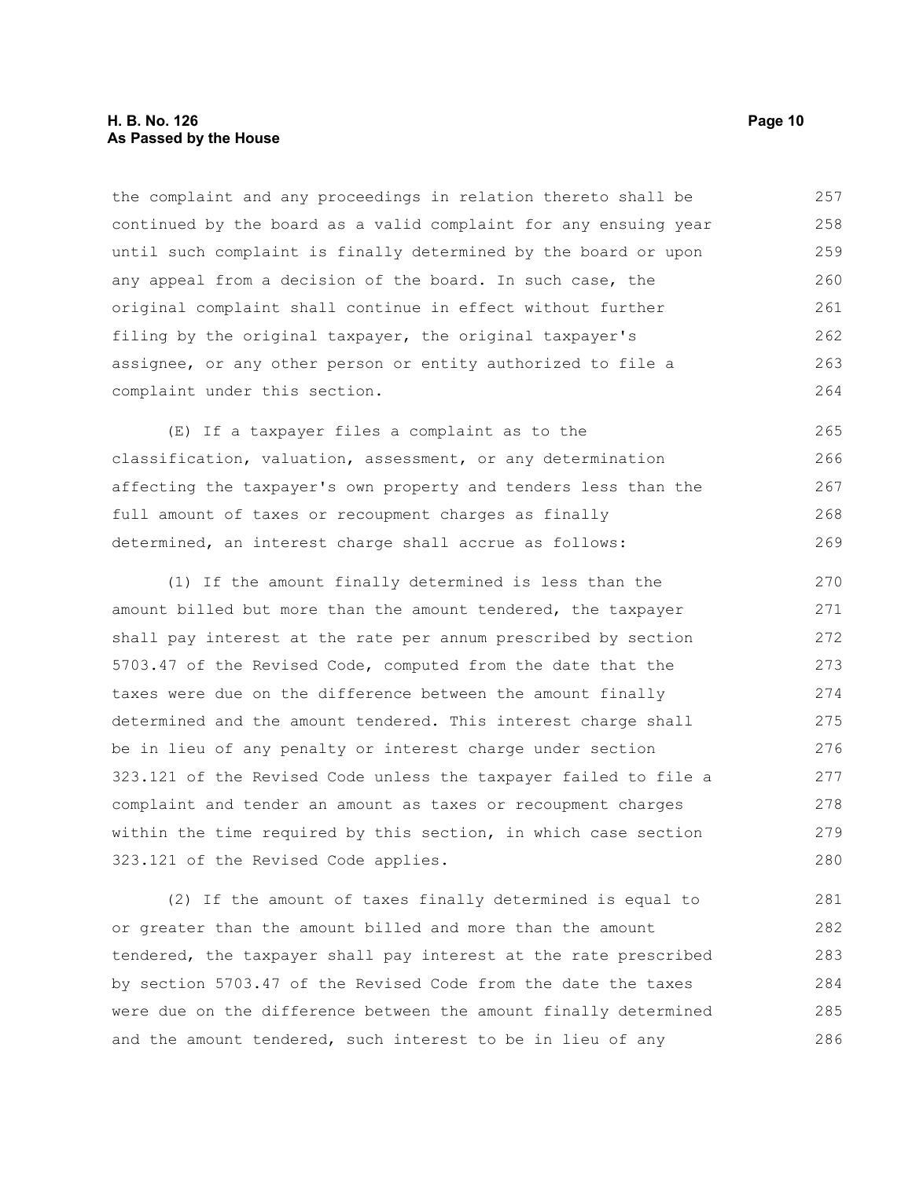the complaint and any proceedings in relation thereto shall be continued by the board as a valid complaint for any ensuing year until such complaint is finally determined by the board or upon any appeal from a decision of the board. In such case, the original complaint shall continue in effect without further filing by the original taxpayer, the original taxpayer's assignee, or any other person or entity authorized to file a complaint under this section.

(E) If a taxpayer files a complaint as to the classification, valuation, assessment, or any determination affecting the taxpayer's own property and tenders less than the full amount of taxes or recoupment charges as finally determined, an interest charge shall accrue as follows:

(1) If the amount finally determined is less than the amount billed but more than the amount tendered, the taxpayer shall pay interest at the rate per annum prescribed by section 5703.47 of the Revised Code, computed from the date that the taxes were due on the difference between the amount finally determined and the amount tendered. This interest charge shall be in lieu of any penalty or interest charge under section 323.121 of the Revised Code unless the taxpayer failed to file a complaint and tender an amount as taxes or recoupment charges within the time required by this section, in which case section 323.121 of the Revised Code applies.

(2) If the amount of taxes finally determined is equal to or greater than the amount billed and more than the amount tendered, the taxpayer shall pay interest at the rate prescribed by section 5703.47 of the Revised Code from the date the taxes were due on the difference between the amount finally determined and the amount tendered, such interest to be in lieu of any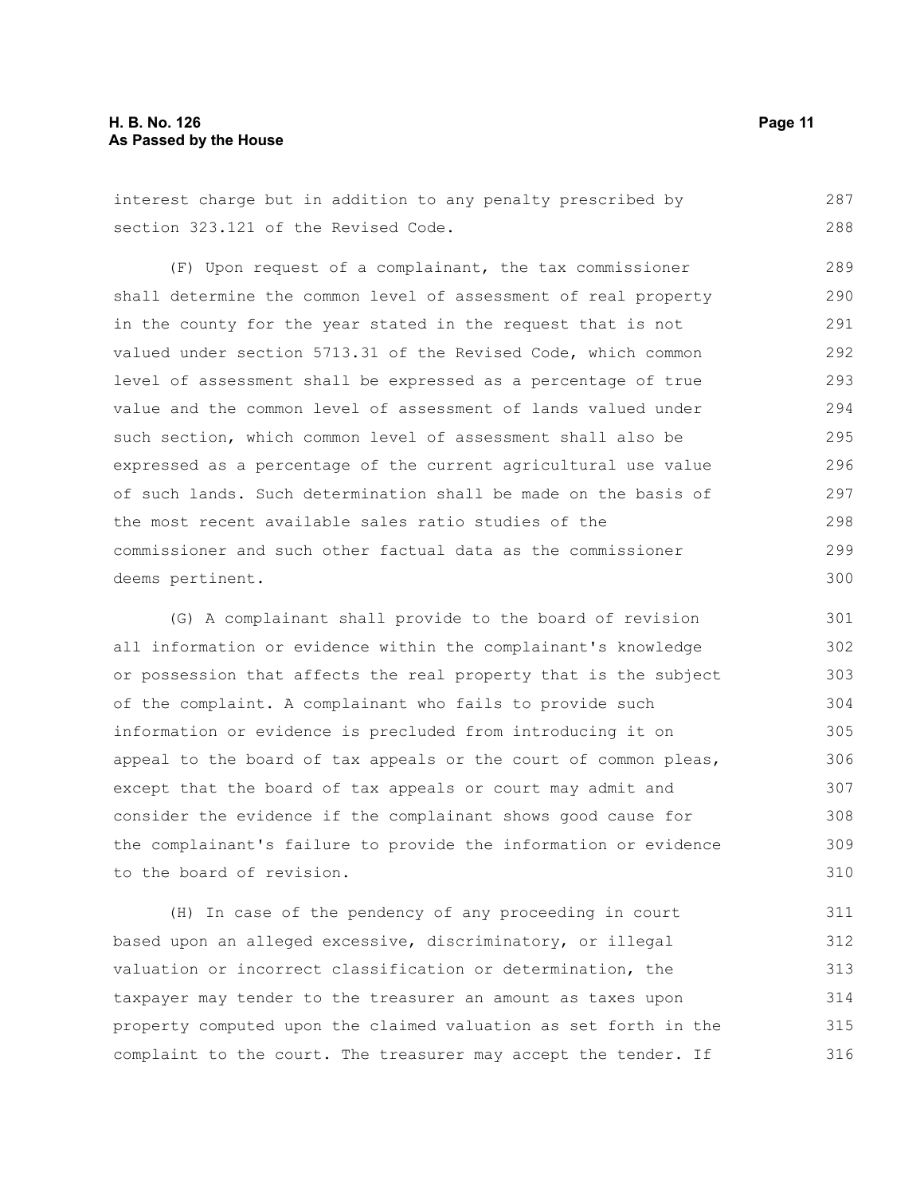interest charge but in addition to any penalty prescribed by section 323.121 of the Revised Code.

(F) Upon request of a complainant, the tax commissioner shall determine the common level of assessment of real property in the county for the year stated in the request that is not valued under section 5713.31 of the Revised Code, which common level of assessment shall be expressed as a percentage of true value and the common level of assessment of lands valued under such section, which common level of assessment shall also be expressed as a percentage of the current agricultural use value of such lands. Such determination shall be made on the basis of the most recent available sales ratio studies of the commissioner and such other factual data as the commissioner deems pertinent.

(G) A complainant shall provide to the board of revision all information or evidence within the complainant's knowledge or possession that affects the real property that is the subject of the complaint. A complainant who fails to provide such information or evidence is precluded from introducing it on appeal to the board of tax appeals or the court of common pleas, except that the board of tax appeals or court may admit and consider the evidence if the complainant shows good cause for the complainant's failure to provide the information or evidence to the board of revision.

(H) In case of the pendency of any proceeding in court based upon an alleged excessive, discriminatory, or illegal valuation or incorrect classification or determination, the taxpayer may tender to the treasurer an amount as taxes upon property computed upon the claimed valuation as set forth in the complaint to the court. The treasurer may accept the tender. If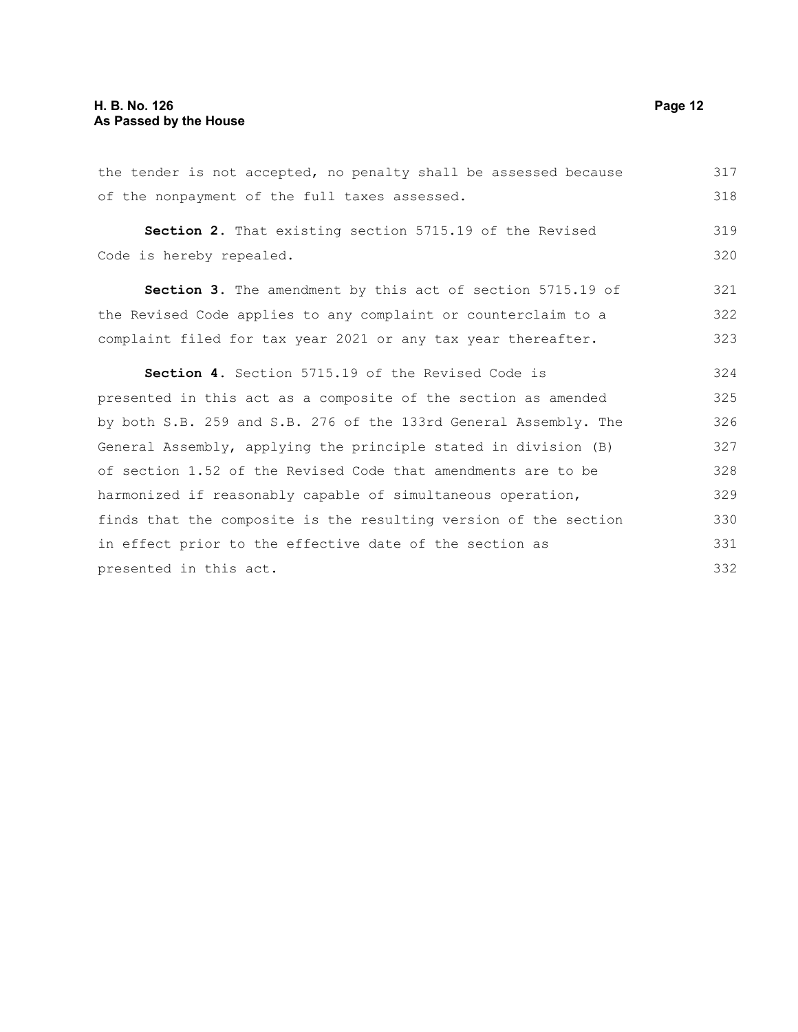the tender is not accepted, no penalty shall be assessed because of the nonpayment of the full taxes assessed.

**Section 2.** That existing section 5715.19 of the Revised Code is hereby repealed.

**Section 3.** The amendment by this act of section 5715.19 of the Revised Code applies to any complaint or counterclaim to a complaint filed for tax year 2021 or any tax year thereafter.

**Section 4.** Section 5715.19 of the Revised Code is presented in this act as a composite of the section as amended by both S.B. 259 and S.B. 276 of the 133rd General Assembly. The General Assembly, applying the principle stated in division (B) of section 1.52 of the Revised Code that amendments are to be harmonized if reasonably capable of simultaneous operation, finds that the composite is the resulting version of the section in effect prior to the effective date of the section as presented in this act.